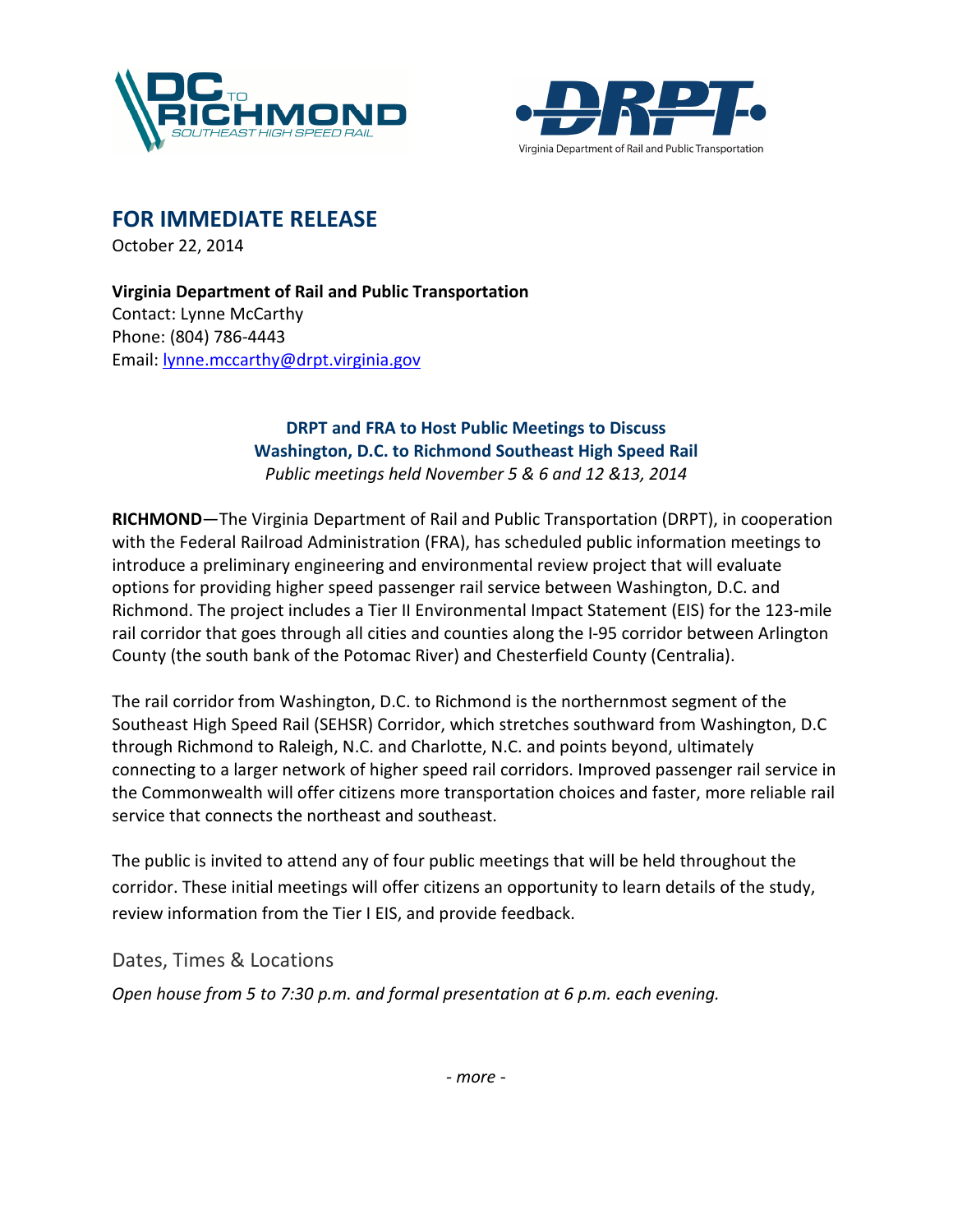DC TO RICHMOND SOUTHEAST HIGH SPEED RAIL

DRPT Virginia Department of Rail and Public Transportation

## FOR IMMEDIATE RELEASE

October 22, 2014

**Virginia Department of Rail and Public Transportation**
Contact: Lynne McCarthy
Phone: (804) 786-4443
Email: lynne.mccarthy@drpt.virginia.gov

### DRPT and FRA to Host Public Meetings to Discuss Washington, D.C. to Richmond Southeast High Speed Rail

*Public meetings held November 5 & 6 and 12 &13, 2014*

**RICHMOND**—The Virginia Department of Rail and Public Transportation (DRPT), in cooperation with the Federal Railroad Administration (FRA), has scheduled public information meetings to introduce a preliminary engineering and environmental review project that will evaluate options for providing higher speed passenger rail service between Washington, D.C. and Richmond. The project includes a Tier II Environmental Impact Statement (EIS) for the 123-mile rail corridor that goes through all cities and counties along the I-95 corridor between Arlington County (the south bank of the Potomac River) and Chesterfield County (Centralia).

The rail corridor from Washington, D.C. to Richmond is the northernmost segment of the Southeast High Speed Rail (SEHSR) Corridor, which stretches southward from Washington, D.C through Richmond to Raleigh, N.C. and Charlotte, N.C. and points beyond, ultimately connecting to a larger network of higher speed rail corridors. Improved passenger rail service in the Commonwealth will offer citizens more transportation choices and faster, more reliable rail service that connects the northeast and southeast.

The public is invited to attend any of four public meetings that will be held throughout the corridor. These initial meetings will offer citizens an opportunity to learn details of the study, review information from the Tier I EIS, and provide feedback.

## Dates, Times & Locations

*Open house from 5 to 7:30 p.m. and formal presentation at 6 p.m. each evening.*

*- more -*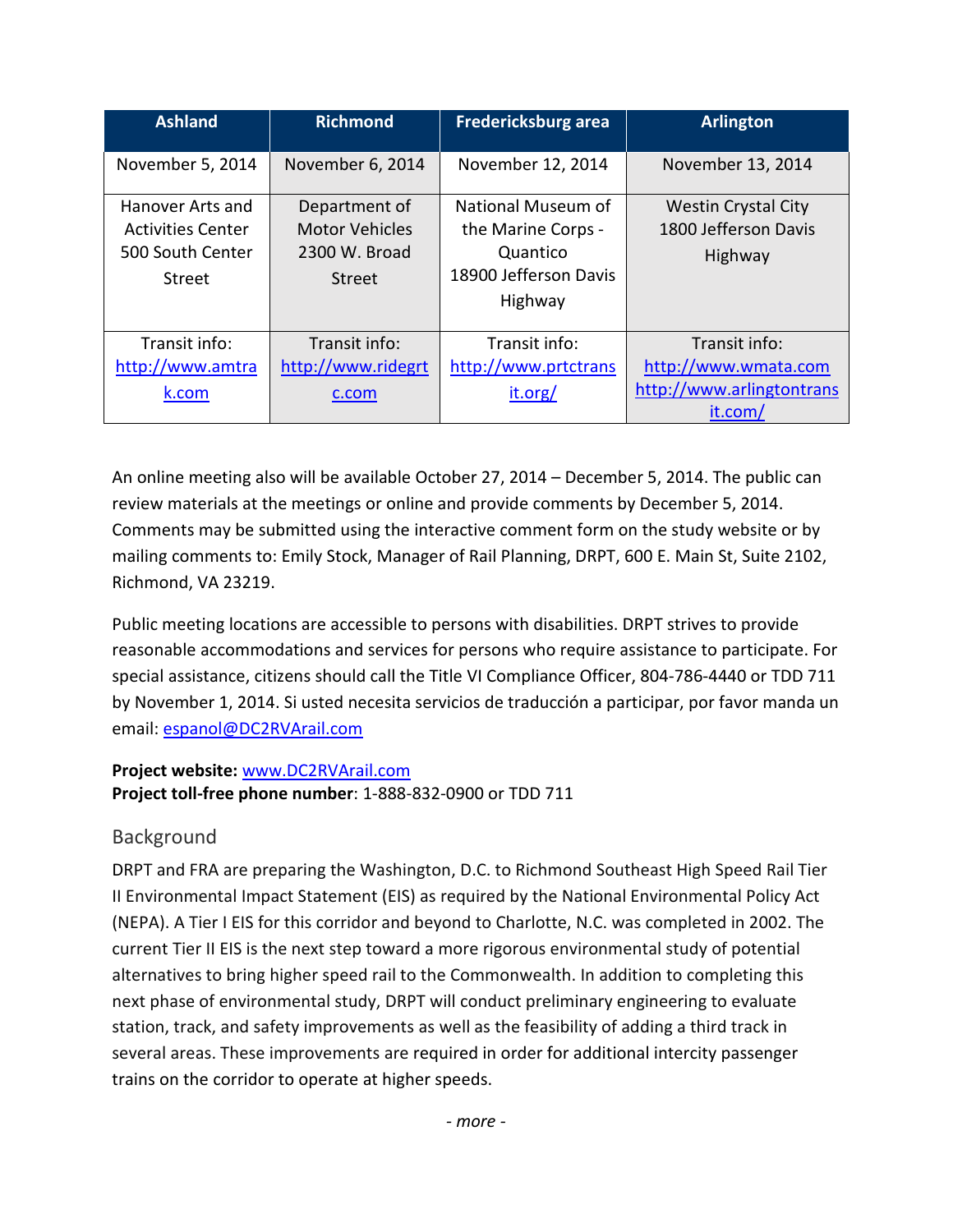| Ashland | Richmond | Fredericksburg area | Arlington |
|---|---|---|---|
| November 5, 2014 | November 6, 2014 | November 12, 2014 | November 13, 2014 |
| Hanover Arts and Activities Center 500 South Center Street | Department of Motor Vehicles 2300 W. Broad Street | National Museum of the Marine Corps - Quantico 18900 Jefferson Davis Highway | Westin Crystal City 1800 Jefferson Davis Highway |
| Transit info: http://www.amtrak.com | Transit info: http://www.ridegrtc.com | Transit info: http://www.prtctransit.org/ | Transit info: http://www.wmata.com http://www.arlingtontransit.com/ |

An online meeting also will be available October 27, 2014 – December 5, 2014. The public can review materials at the meetings or online and provide comments by December 5, 2014. Comments may be submitted using the interactive comment form on the study website or by mailing comments to: Emily Stock, Manager of Rail Planning, DRPT, 600 E. Main St, Suite 2102, Richmond, VA 23219.

Public meeting locations are accessible to persons with disabilities. DRPT strives to provide reasonable accommodations and services for persons who require assistance to participate. For special assistance, citizens should call the Title VI Compliance Officer, 804-786-4440 or TDD 711 by November 1, 2014. Si usted necesita servicios de traducción a participar, por favor manda un email: espanol@DC2RVArail.com

**Project website:** www.DC2RVArail.com
**Project toll-free phone number**: 1-888-832-0900 or TDD 711

## Background

DRPT and FRA are preparing the Washington, D.C. to Richmond Southeast High Speed Rail Tier II Environmental Impact Statement (EIS) as required by the National Environmental Policy Act (NEPA). A Tier I EIS for this corridor and beyond to Charlotte, N.C. was completed in 2002. The current Tier II EIS is the next step toward a more rigorous environmental study of potential alternatives to bring higher speed rail to the Commonwealth. In addition to completing this next phase of environmental study, DRPT will conduct preliminary engineering to evaluate station, track, and safety improvements as well as the feasibility of adding a third track in several areas. These improvements are required in order for additional intercity passenger trains on the corridor to operate at higher speeds.

*- more -*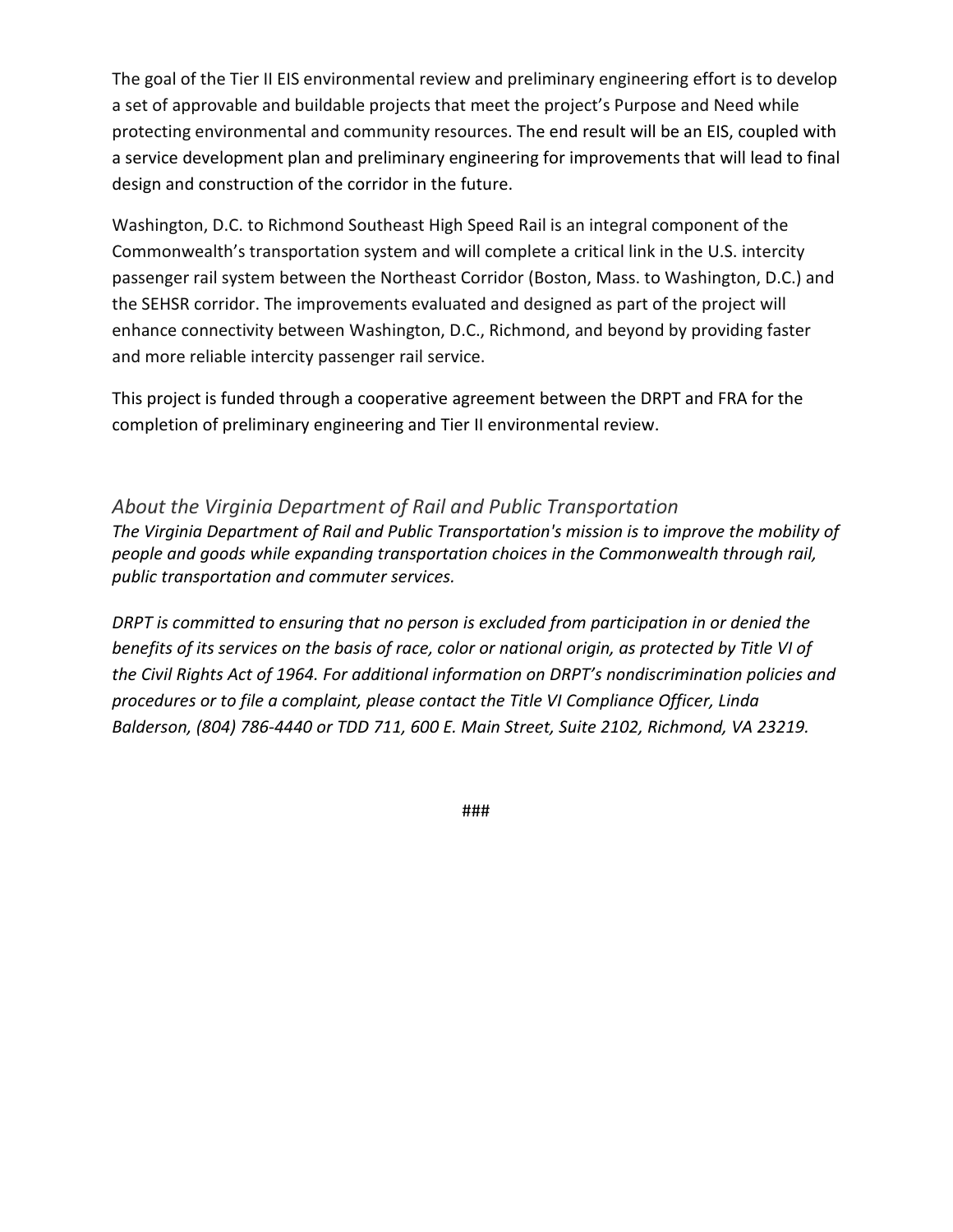The goal of the Tier II EIS environmental review and preliminary engineering effort is to develop a set of approvable and buildable projects that meet the project's Purpose and Need while protecting environmental and community resources. The end result will be an EIS, coupled with a service development plan and preliminary engineering for improvements that will lead to final design and construction of the corridor in the future.

Washington, D.C. to Richmond Southeast High Speed Rail is an integral component of the Commonwealth's transportation system and will complete a critical link in the U.S. intercity passenger rail system between the Northeast Corridor (Boston, Mass. to Washington, D.C.) and the SEHSR corridor. The improvements evaluated and designed as part of the project will enhance connectivity between Washington, D.C., Richmond, and beyond by providing faster and more reliable intercity passenger rail service.

This project is funded through a cooperative agreement between the DRPT and FRA for the completion of preliminary engineering and Tier II environmental review.

## *About the Virginia Department of Rail and Public Transportation*

*The Virginia Department of Rail and Public Transportation's mission is to improve the mobility of people and goods while expanding transportation choices in the Commonwealth through rail, public transportation and commuter services.*

*DRPT is committed to ensuring that no person is excluded from participation in or denied the benefits of its services on the basis of race, color or national origin, as protected by Title VI of the Civil Rights Act of 1964. For additional information on DRPT's nondiscrimination policies and procedures or to file a complaint, please contact the Title VI Compliance Officer, Linda Balderson, (804) 786-4440 or TDD 711, 600 E. Main Street, Suite 2102, Richmond, VA 23219.*

###